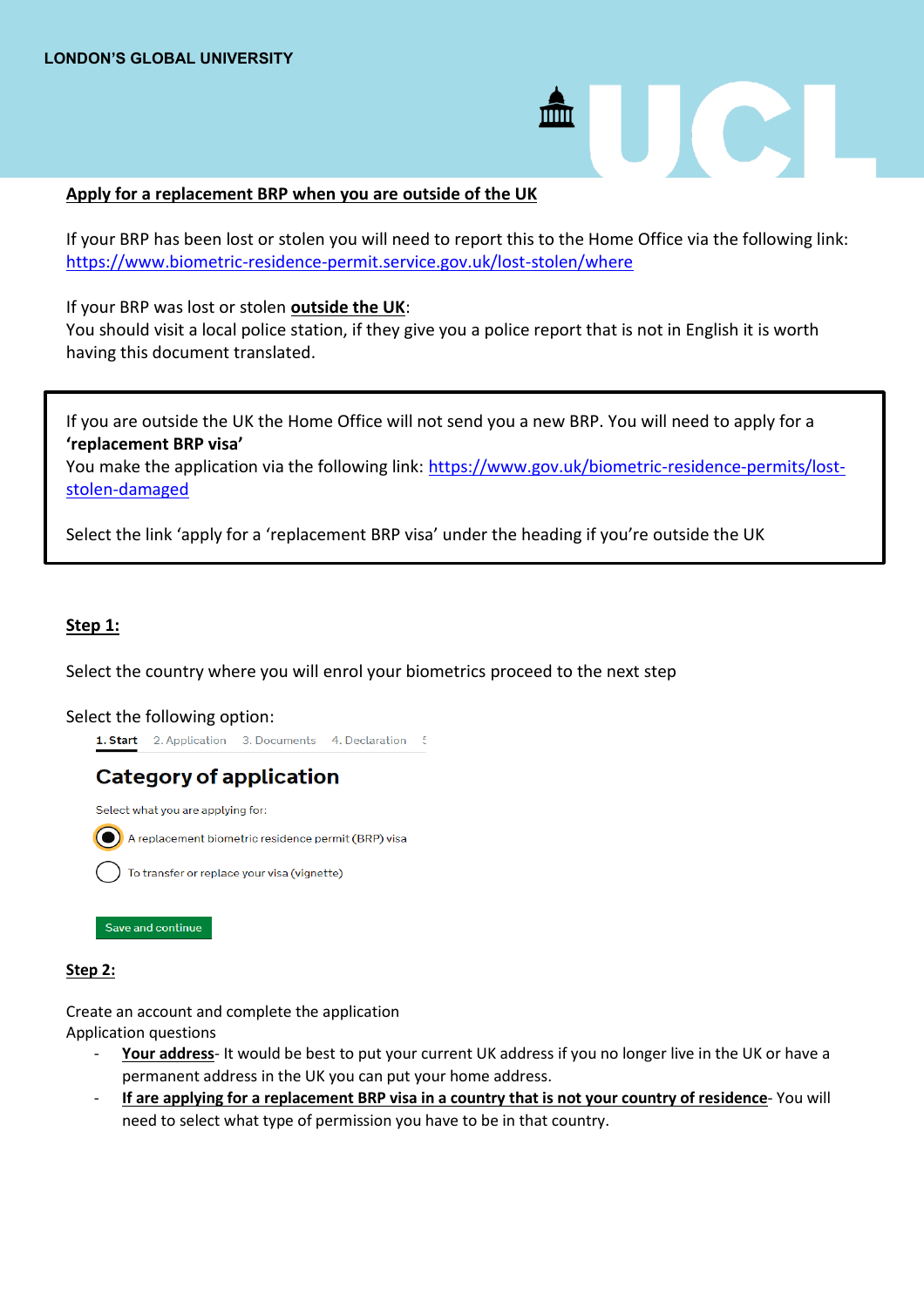LONDON'S GLOBAL UNIVERSITY

## Apply for a replacement BRP when you are outside of the UK

If your BRP has been lost or stolen you will need to report this to the Home Office via the following link: https://www.biometric-residence-permit.service.gov.uk/lost-stolen/where

If your BRP was lost or stolen **outside the UK**:
You should visit a local police station, if they give you a police report that is not in English it is worth having this document translated.

> If you are outside the UK the Home Office will not send you a new BRP. You will need to apply for a **'replacement BRP visa'**
> You make the application via the following link: https://www.gov.uk/biometric-residence-permits/lost-stolen-damaged
>
> Select the link 'apply for a 'replacement BRP visa' under the heading if you're outside the UK

### Step 1:

Select the country where you will enrol your biometrics proceed to the next step

Select the following option:

1. Start   2. Application   3. Documents   4. Declaration

**Category of application**

Select what you are applying for:

- (●) A replacement biometric residence permit (BRP) visa
- ( ) To transfer or replace your visa (vignette)

Save and continue

### Step 2:

Create an account and complete the application
Application questions

- **Your address**- It would be best to put your current UK address if you no longer live in the UK or have a permanent address in the UK you can put your home address.
- **If are applying for a replacement BRP visa in a country that is not your country of residence**- You will need to select what type of permission you have to be in that country.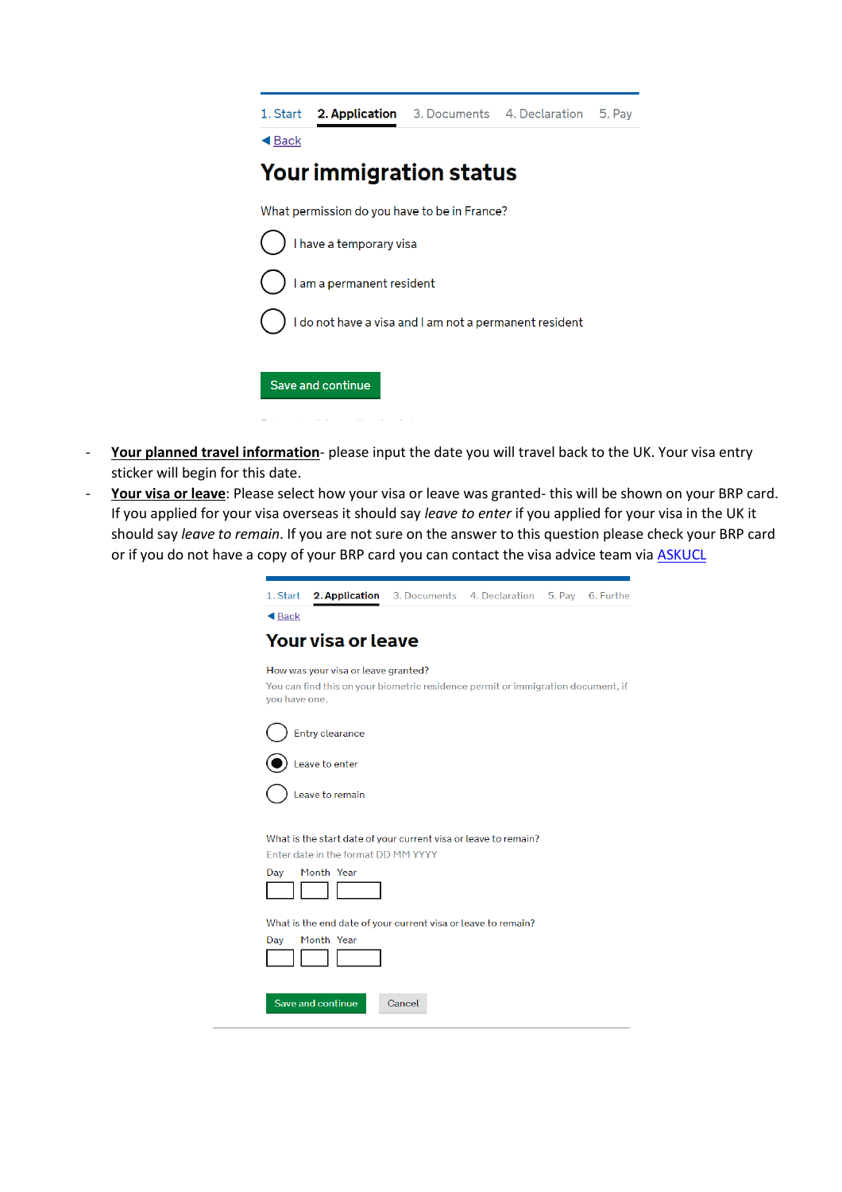1. Start **2. Application** 3. Documents 4. Declaration 5. Pay

◀ Back

# Your immigration status

What permission do you have to be in France?

- ◯ I have a temporary visa
- ◯ I am a permanent resident
- ◯ I do not have a visa and I am not a permanent resident

Save and continue

- **Your planned travel information**- please input the date you will travel back to the UK. Your visa entry sticker will begin for this date.
- **Your visa or leave**: Please select how your visa or leave was granted- this will be shown on your BRP card. If you applied for your visa overseas it should say *leave to enter* if you applied for your visa in the UK it should say *leave to remain*. If you are not sure on the answer to this question please check your BRP card or if you do not have a copy of your BRP card you can contact the visa advice team via ASKUCL

1. Start **2. Application** 3. Documents 4. Declaration 5. Pay 6. Furthe

◀ Back

# Your visa or leave

How was your visa or leave granted?

You can find this on your biometric residence permit or immigration document, if you have one.

- ◯ Entry clearance
- ◉ Leave to enter
- ◯ Leave to remain

What is the start date of your current visa or leave to remain?

Enter date in the format DD MM YYYY

Day Month Year

What is the end date of your current visa or leave to remain?

Day Month Year

Save and continue Cancel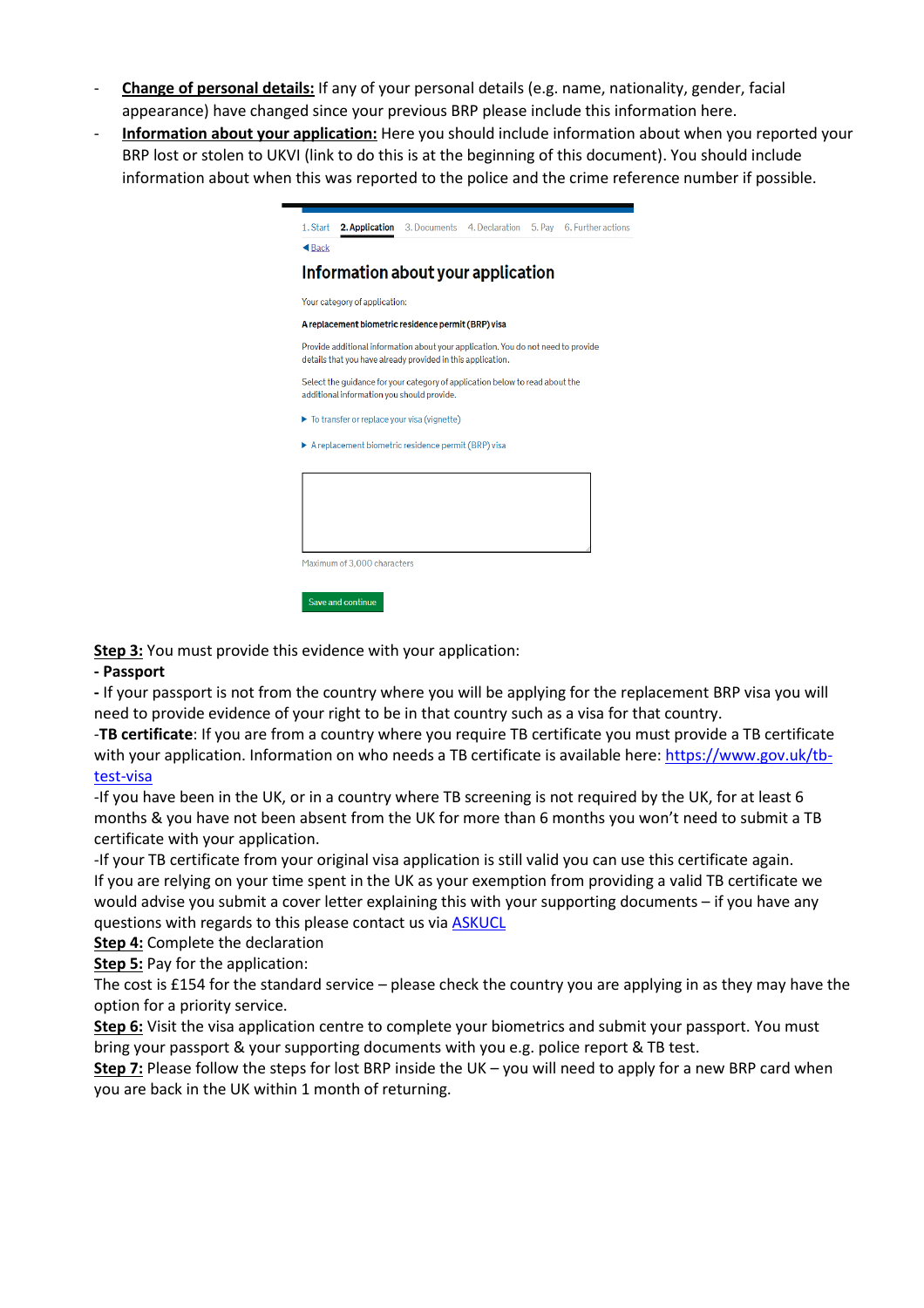- **Change of personal details:** If any of your personal details (e.g. name, nationality, gender, facial appearance) have changed since your previous BRP please include this information here.
- **Information about your application:** Here you should include information about when you reported your BRP lost or stolen to UKVI (link to do this is at the beginning of this document). You should include information about when this was reported to the police and the crime reference number if possible.

1. Start 2. Application 3. Documents 4. Declaration 5. Pay 6. Further actions

Back

**Information about your application**

Your category of application:

**A replacement biometric residence permit (BRP) visa**

Provide additional information about your application. You do not need to provide details that you have already provided in this application.

Select the guidance for your category of application below to read about the additional information you should provide.

- To transfer or replace your visa (vignette)
- A replacement biometric residence permit (BRP) visa

Maximum of 3,000 characters

Save and continue

**Step 3:** You must provide this evidence with your application:

**- Passport**

**-** If your passport is not from the country where you will be applying for the replacement BRP visa you will need to provide evidence of your right to be in that country such as a visa for that country.

-**TB certificate**: If you are from a country where you require TB certificate you must provide a TB certificate with your application. Information on who needs a TB certificate is available here: https://www.gov.uk/tb-test-visa

-If you have been in the UK, or in a country where TB screening is not required by the UK, for at least 6 months & you have not been absent from the UK for more than 6 months you won't need to submit a TB certificate with your application.

-If your TB certificate from your original visa application is still valid you can use this certificate again.

If you are relying on your time spent in the UK as your exemption from providing a valid TB certificate we would advise you submit a cover letter explaining this with your supporting documents – if you have any questions with regards to this please contact us via ASKUCL

**Step 4:** Complete the declaration

**Step 5:** Pay for the application:

The cost is £154 for the standard service – please check the country you are applying in as they may have the option for a priority service.

**Step 6:** Visit the visa application centre to complete your biometrics and submit your passport. You must bring your passport & your supporting documents with you e.g. police report & TB test.

**Step 7:** Please follow the steps for lost BRP inside the UK – you will need to apply for a new BRP card when you are back in the UK within 1 month of returning.